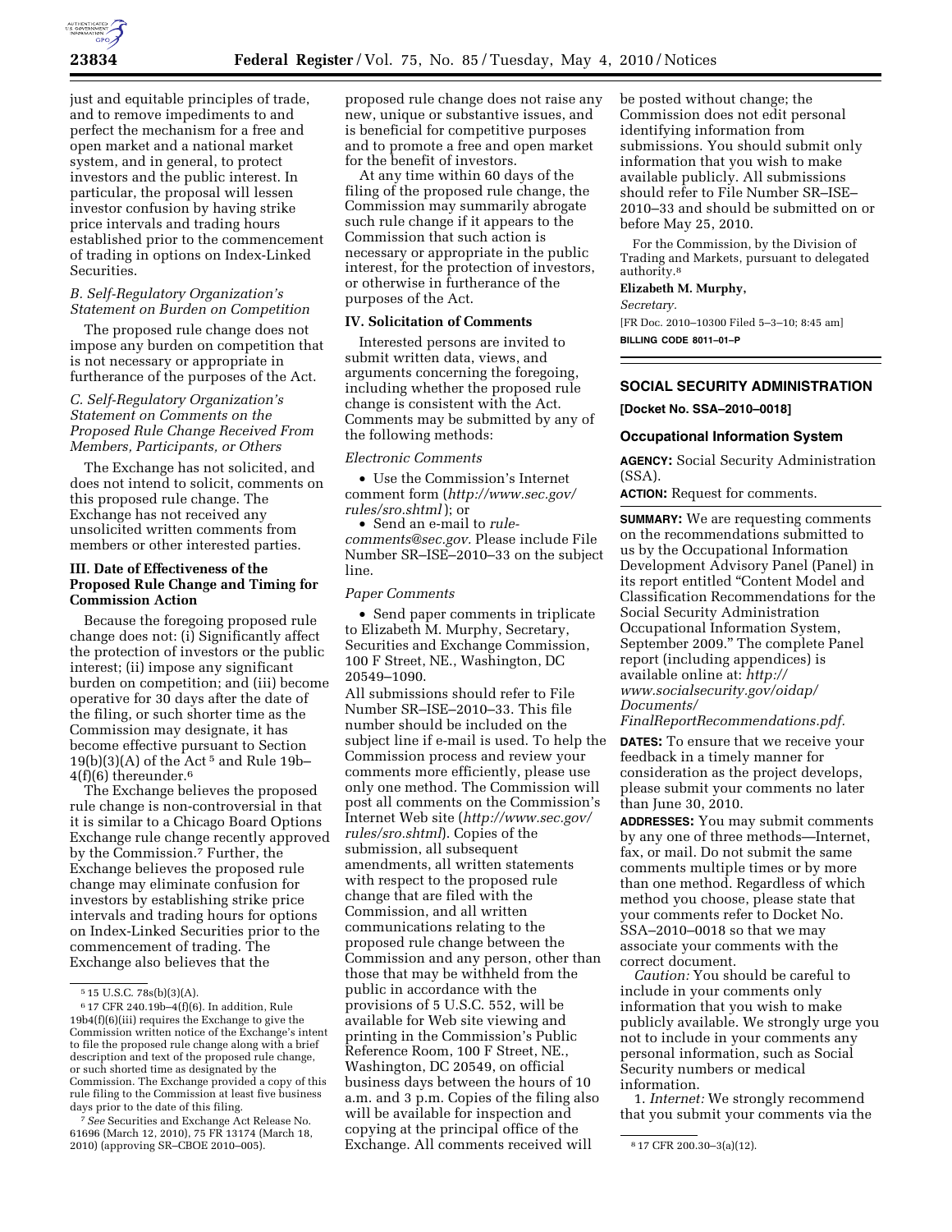just and equitable principles of trade, and to remove impediments to and perfect the mechanism for a free and open market and a national market system, and in general, to protect investors and the public interest. In particular, the proposal will lessen investor confusion by having strike price intervals and trading hours established prior to the commencement of trading in options on Index-Linked Securities.

*B. Self-Regulatory Organization's Statement on Burden on Competition*

The proposed rule change does not impose any burden on competition that is not necessary or appropriate in furtherance of the purposes of the Act.

*C. Self-Regulatory Organization's Statement on Comments on the Proposed Rule Change Received From Members, Participants, or Others*

The Exchange has not solicited, and does not intend to solicit, comments on this proposed rule change. The Exchange has not received any unsolicited written comments from members or other interested parties.

**III. Date of Effectiveness of the Proposed Rule Change and Timing for Commission Action**

Because the foregoing proposed rule change does not: (i) Significantly affect the protection of investors or the public interest; (ii) impose any significant burden on competition; and (iii) become operative for 30 days after the date of the filing, or such shorter time as the Commission may designate, it has become effective pursuant to Section 19(b)(3)(A) of the Act [5] and Rule 19b–4(f)(6) thereunder.[6]

The Exchange believes the proposed rule change is non-controversial in that it is similar to a Chicago Board Options Exchange rule change recently approved by the Commission.[7] Further, the Exchange believes the proposed rule change may eliminate confusion for investors by establishing strike price intervals and trading hours for options on Index-Linked Securities prior to the commencement of trading. The Exchange also believes that the proposed rule change does not raise any new, unique or substantive issues, and is beneficial for competitive purposes and to promote a free and open market for the benefit of investors.

At any time within 60 days of the filing of the proposed rule change, the Commission may summarily abrogate such rule change if it appears to the Commission that such action is necessary or appropriate in the public interest, for the protection of investors, or otherwise in furtherance of the purposes of the Act.

**IV. Solicitation of Comments**

Interested persons are invited to submit written data, views, and arguments concerning the foregoing, including whether the proposed rule change is consistent with the Act. Comments may be submitted by any of the following methods:

*Electronic Comments*

- Use the Commission's Internet comment form (*http://www.sec.gov/rules/sro.shtml*); or
- Send an e-mail to *rule-comments@sec.gov.* Please include File Number SR–ISE–2010–33 on the subject line.

*Paper Comments*

- Send paper comments in triplicate to Elizabeth M. Murphy, Secretary, Securities and Exchange Commission, 100 F Street, NE., Washington, DC 20549–1090.

All submissions should refer to File Number SR–ISE–2010–33. This file number should be included on the subject line if e-mail is used. To help the Commission process and review your comments more efficiently, please use only one method. The Commission will post all comments on the Commission's Internet Web site (*http://www.sec.gov/rules/sro.shtml*). Copies of the submission, all subsequent amendments, all written statements with respect to the proposed rule change that are filed with the Commission, and all written communications relating to the proposed rule change between the Commission and any person, other than those that may be withheld from the public in accordance with the provisions of 5 U.S.C. 552, will be available for Web site viewing and printing in the Commission's Public Reference Room, 100 F Street, NE., Washington, DC 20549, on official business days between the hours of 10 a.m. and 3 p.m. Copies of the filing also will be available for inspection and copying at the principal office of the Exchange. All comments received will be posted without change; the Commission does not edit personal identifying information from submissions. You should submit only information that you wish to make available publicly. All submissions should refer to File Number SR–ISE–2010–33 and should be submitted on or before May 25, 2010.

For the Commission, by the Division of Trading and Markets, pursuant to delegated authority.[8]

**Elizabeth M. Murphy,**

*Secretary.*

[FR Doc. 2010–10300 Filed 5–3–10; 8:45 am]

**BILLING CODE 8011–01–P**

---

## SOCIAL SECURITY ADMINISTRATION

**[Docket No. SSA–2010–0018]**

### Occupational Information System

**AGENCY:** Social Security Administration (SSA).

**ACTION:** Request for comments.

**SUMMARY:** We are requesting comments on the recommendations submitted to us by the Occupational Information Development Advisory Panel (Panel) in its report entitled "Content Model and Classification Recommendations for the Social Security Administration Occupational Information System, September 2009." The complete Panel report (including appendices) is available online at: *http://www.socialsecurity.gov/oidap/Documents/FinalReportRecommendations.pdf.*

**DATES:** To ensure that we receive your feedback in a timely manner for consideration as the project develops, please submit your comments no later than June 30, 2010.

**ADDRESSES:** You may submit comments by any one of three methods—Internet, fax, or mail. Do not submit the same comments multiple times or by more than one method. Regardless of which method you choose, please state that your comments refer to Docket No. SSA–2010–0018 so that we may associate your comments with the correct document.

*Caution:* You should be careful to include in your comments only information that you wish to make publicly available. We strongly urge you not to include in your comments any personal information, such as Social Security numbers or medical information.

1. *Internet:* We strongly recommend that you submit your comments via the

---

[5] 15 U.S.C. 78s(b)(3)(A).

[6] 17 CFR 240.19b–4(f)(6). In addition, Rule 19b4(f)(6)(iii) requires the Exchange to give the Commission written notice of the Exchange's intent to file the proposed rule change along with a brief description and text of the proposed rule change, or such shorted time as designated by the Commission. The Exchange provided a copy of this rule filing to the Commission at least five business days prior to the date of this filing.

[7] *See* Securities and Exchange Act Release No. 61696 (March 12, 2010), 75 FR 13174 (March 18, 2010) (approving SR–CBOE 2010–005).

[8] 17 CFR 200.30–3(a)(12).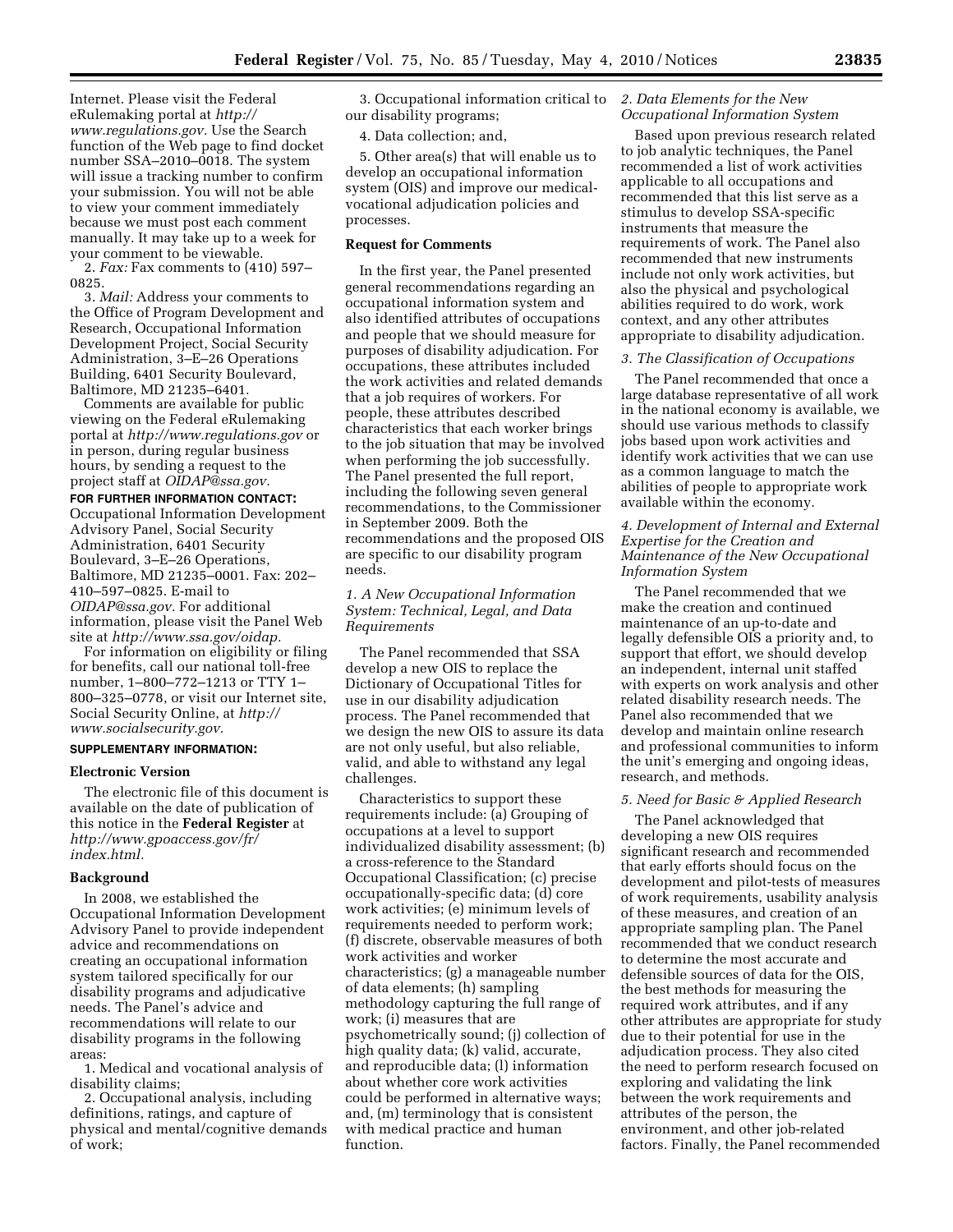Internet. Please visit the Federal eRulemaking portal at *http://www.regulations.gov.* Use the Search function of the Web page to find docket number SSA–2010–0018. The system will issue a tracking number to confirm your submission. You will not be able to view your comment immediately because we must post each comment manually. It may take up to a week for your comment to be viewable.

2. *Fax:* Fax comments to (410) 597–0825.

3. *Mail:* Address your comments to the Office of Program Development and Research, Occupational Information Development Project, Social Security Administration, 3–E–26 Operations Building, 6401 Security Boulevard, Baltimore, MD 21235–6401.

Comments are available for public viewing on the Federal eRulemaking portal at *http://www.regulations.gov* or in person, during regular business hours, by sending a request to the project staff at *OIDAP@ssa.gov.*

**FOR FURTHER INFORMATION CONTACT:** Occupational Information Development Advisory Panel, Social Security Administration, 6401 Security Boulevard, 3–E–26 Operations, Baltimore, MD 21235–0001. Fax: 202–410–597–0825. E-mail to *OIDAP@ssa.gov.* For additional information, please visit the Panel Web site at *http://www.ssa.gov/oidap.*

For information on eligibility or filing for benefits, call our national toll-free number, 1–800–772–1213 or TTY 1–800–325–0778, or visit our Internet site, Social Security Online, at *http://www.socialsecurity.gov.*

**SUPPLEMENTARY INFORMATION:**

## Electronic Version

The electronic file of this document is available on the date of publication of this notice in the **Federal Register** at *http://www.gpoaccess.gov/fr/index.html.*

## Background

In 2008, we established the Occupational Information Development Advisory Panel to provide independent advice and recommendations on creating an occupational information system tailored specifically for our disability programs and adjudicative needs. The Panel's advice and recommendations will relate to our disability programs in the following areas:

1. Medical and vocational analysis of disability claims;

2. Occupational analysis, including definitions, ratings, and capture of physical and mental/cognitive demands of work;

3. Occupational information critical to our disability programs;

4. Data collection; and,

5. Other area(s) that will enable us to develop an occupational information system (OIS) and improve our medical-vocational adjudication policies and processes.

## Request for Comments

In the first year, the Panel presented general recommendations regarding an occupational information system and also identified attributes of occupations and people that we should measure for purposes of disability adjudication. For occupations, these attributes included the work activities and related demands that a job requires of workers. For people, these attributes described characteristics that each worker brings to the job situation that may be involved when performing the job successfully. The Panel presented the full report, including the following seven general recommendations, to the Commissioner in September 2009. Both the recommendations and the proposed OIS are specific to our disability program needs.

### *1. A New Occupational Information System: Technical, Legal, and Data Requirements*

The Panel recommended that SSA develop a new OIS to replace the Dictionary of Occupational Titles for use in our disability adjudication process. The Panel recommended that we design the new OIS to assure its data are not only useful, but also reliable, valid, and able to withstand any legal challenges.

Characteristics to support these requirements include: (a) Grouping of occupations at a level to support individualized disability assessment; (b) a cross-reference to the Standard Occupational Classification; (c) precise occupationally-specific data; (d) core work activities; (e) minimum levels of requirements needed to perform work; (f) discrete, observable measures of both work activities and worker characteristics; (g) a manageable number of data elements; (h) sampling methodology capturing the full range of work; (i) measures that are psychometrically sound; (j) collection of high quality data; (k) valid, accurate, and reproducible data; (l) information about whether core work activities could be performed in alternative ways; and, (m) terminology that is consistent with medical practice and human function.

### *2. Data Elements for the New Occupational Information System*

Based upon previous research related to job analytic techniques, the Panel recommended a list of work activities applicable to all occupations and recommended that this list serve as a stimulus to develop SSA-specific instruments that measure the requirements of work. The Panel also recommended that new instruments include not only work activities, but also the physical and psychological abilities required to do work, work context, and any other attributes appropriate to disability adjudication.

### *3. The Classification of Occupations*

The Panel recommended that once a large database representative of all work in the national economy is available, we should use various methods to classify jobs based upon work activities and identify work activities that we can use as a common language to match the abilities of people to appropriate work available within the economy.

### *4. Development of Internal and External Expertise for the Creation and Maintenance of the New Occupational Information System*

The Panel recommended that we make the creation and continued maintenance of an up-to-date and legally defensible OIS a priority and, to support that effort, we should develop an independent, internal unit staffed with experts on work analysis and other related disability research needs. The Panel also recommended that we develop and maintain online research and professional communities to inform the unit's emerging and ongoing ideas, research, and methods.

### *5. Need for Basic & Applied Research*

The Panel acknowledged that developing a new OIS requires significant research and recommended that early efforts should focus on the development and pilot-tests of measures of work requirements, usability analysis of these measures, and creation of an appropriate sampling plan. The Panel recommended that we conduct research to determine the most accurate and defensible sources of data for the OIS, the best methods for measuring the required work attributes, and if any other attributes are appropriate for study due to their potential for use in the adjudication process. They also cited the need to perform research focused on exploring and validating the link between the work requirements and attributes of the person, the environment, and other job-related factors. Finally, the Panel recommended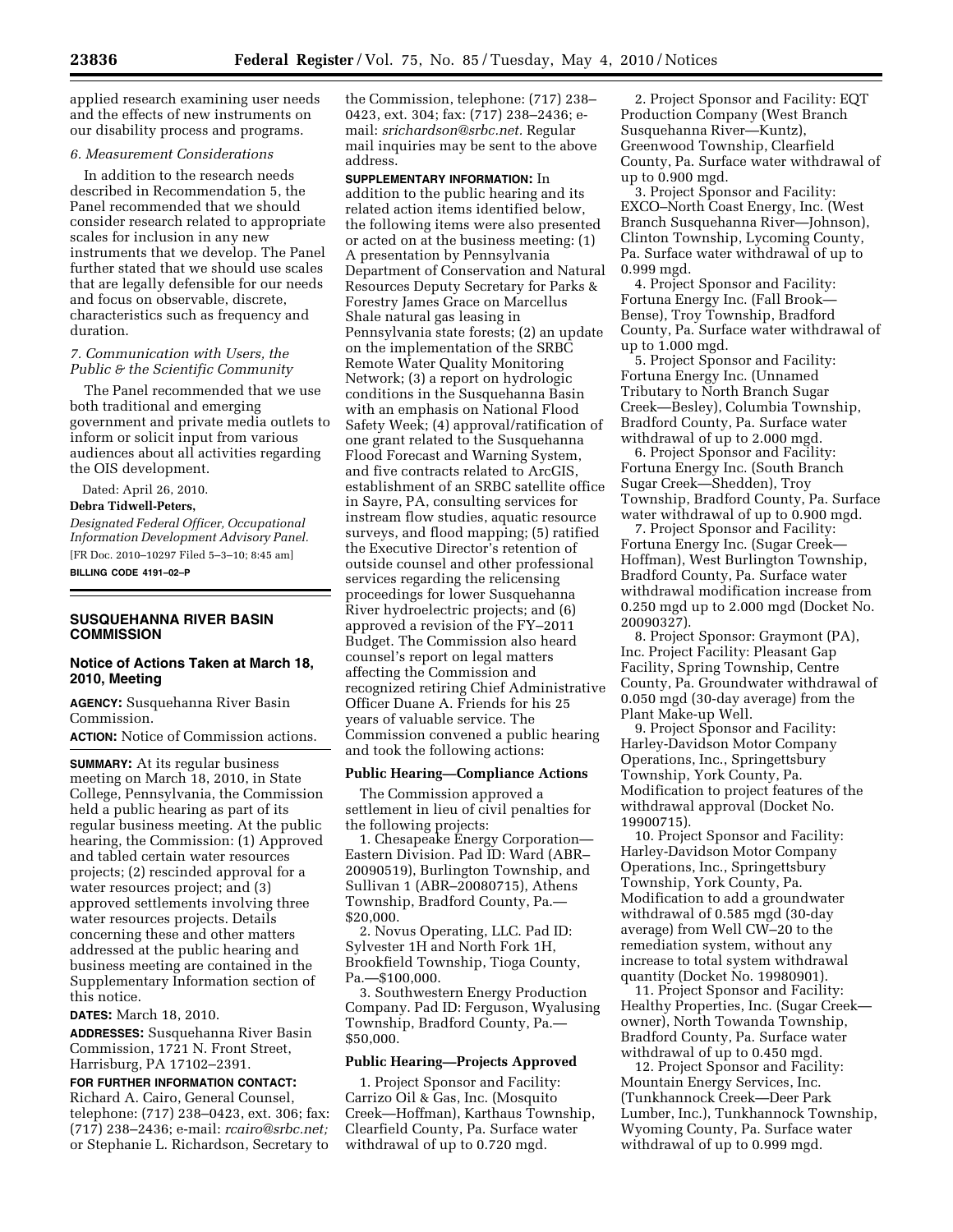applied research examining user needs and the effects of new instruments on our disability process and programs.

*6. Measurement Considerations*

In addition to the research needs described in Recommendation 5, the Panel recommended that we should consider research related to appropriate scales for inclusion in any new instruments that we develop. The Panel further stated that we should use scales that are legally defensible for our needs and focus on observable, discrete, characteristics such as frequency and duration.

*7. Communication with Users, the Public & the Scientific Community*

The Panel recommended that we use both traditional and emerging government and private media outlets to inform or solicit input from various audiences about all activities regarding the OIS development.

Dated: April 26, 2010.

**Debra Tidwell-Peters,**

*Designated Federal Officer, Occupational Information Development Advisory Panel.*

[FR Doc. 2010–10297 Filed 5–3–10; 8:45 am]

**BILLING CODE 4191–02–P**

## SUSQUEHANNA RIVER BASIN COMMISSION

### Notice of Actions Taken at March 18, 2010, Meeting

**AGENCY:** Susquehanna River Basin Commission.

**ACTION:** Notice of Commission actions.

**SUMMARY:** At its regular business meeting on March 18, 2010, in State College, Pennsylvania, the Commission held a public hearing as part of its regular business meeting. At the public hearing, the Commission: (1) Approved and tabled certain water resources projects; (2) rescinded approval for a water resources project; and (3) approved settlements involving three water resources projects. Details concerning these and other matters addressed at the public hearing and business meeting are contained in the Supplementary Information section of this notice.

**DATES:** March 18, 2010.

**ADDRESSES:** Susquehanna River Basin Commission, 1721 N. Front Street, Harrisburg, PA 17102–2391.

**FOR FURTHER INFORMATION CONTACT:** Richard A. Cairo, General Counsel, telephone: (717) 238–0423, ext. 306; fax: (717) 238–2436; e-mail: *rcairo@srbc.net;* or Stephanie L. Richardson, Secretary to the Commission, telephone: (717) 238–0423, ext. 304; fax: (717) 238–2436; e-mail: *srichardson@srbc.net.* Regular mail inquiries may be sent to the above address.

**SUPPLEMENTARY INFORMATION:** In addition to the public hearing and its related action items identified below, the following items were also presented or acted on at the business meeting: (1) A presentation by Pennsylvania Department of Conservation and Natural Resources Deputy Secretary for Parks & Forestry James Grace on Marcellus Shale natural gas leasing in Pennsylvania state forests; (2) an update on the implementation of the SRBC Remote Water Quality Monitoring Network; (3) a report on hydrologic conditions in the Susquehanna Basin with an emphasis on National Flood Safety Week; (4) approval/ratification of one grant related to the Susquehanna Flood Forecast and Warning System, and five contracts related to ArcGIS, establishment of an SRBC satellite office in Sayre, PA, consulting services for instream flow studies, aquatic resource surveys, and flood mapping; (5) ratified the Executive Director's retention of outside counsel and other professional services regarding the relicensing proceedings for lower Susquehanna River hydroelectric projects; and (6) approved a revision of the FY–2011 Budget. The Commission also heard counsel's report on legal matters affecting the Commission and recognized retiring Chief Administrative Officer Duane A. Friends for his 25 years of valuable service. The Commission convened a public hearing and took the following actions:

#### Public Hearing—Compliance Actions

The Commission approved a settlement in lieu of civil penalties for the following projects:

1. Chesapeake Energy Corporation—Eastern Division. Pad ID: Ward (ABR–20090519), Burlington Township, and Sullivan 1 (ABR–20080715), Athens Township, Bradford County, Pa.—$20,000.
2. Novus Operating, LLC. Pad ID: Sylvester 1H and North Fork 1H, Brookfield Township, Tioga County, Pa.—$100,000.
3. Southwestern Energy Production Company. Pad ID: Ferguson, Wyalusing Township, Bradford County, Pa.—$50,000.

#### Public Hearing—Projects Approved

1. Project Sponsor and Facility: Carrizo Oil & Gas, Inc. (Mosquito Creek—Hoffman), Karthaus Township, Clearfield County, Pa. Surface water withdrawal of up to 0.720 mgd.
2. Project Sponsor and Facility: EQT Production Company (West Branch Susquehanna River—Kuntz), Greenwood Township, Clearfield County, Pa. Surface water withdrawal of up to 0.900 mgd.
3. Project Sponsor and Facility: EXCO–North Coast Energy, Inc. (West Branch Susquehanna River—Johnson), Clinton Township, Lycoming County, Pa. Surface water withdrawal of up to 0.999 mgd.
4. Project Sponsor and Facility: Fortuna Energy Inc. (Fall Brook—Bense), Troy Township, Bradford County, Pa. Surface water withdrawal of up to 1.000 mgd.
5. Project Sponsor and Facility: Fortuna Energy Inc. (Unnamed Tributary to North Branch Sugar Creek—Besley), Columbia Township, Bradford County, Pa. Surface water withdrawal of up to 2.000 mgd.
6. Project Sponsor and Facility: Fortuna Energy Inc. (South Branch Sugar Creek—Shedden), Troy Township, Bradford County, Pa. Surface water withdrawal of up to 0.900 mgd.
7. Project Sponsor and Facility: Fortuna Energy Inc. (Sugar Creek—Hoffman), West Burlington Township, Bradford County, Pa. Surface water withdrawal modification increase from 0.250 mgd up to 2.000 mgd (Docket No. 20090327).
8. Project Sponsor: Graymont (PA), Inc. Project Facility: Pleasant Gap Facility, Spring Township, Centre County, Pa. Groundwater withdrawal of 0.050 mgd (30-day average) from the Plant Make-up Well.
9. Project Sponsor and Facility: Harley-Davidson Motor Company Operations, Inc., Springettsbury Township, York County, Pa. Modification to project features of the withdrawal approval (Docket No. 19900715).
10. Project Sponsor and Facility: Harley-Davidson Motor Company Operations, Inc., Springettsbury Township, York County, Pa. Modification to add a groundwater withdrawal of 0.585 mgd (30-day average) from Well CW–20 to the remediation system, without any increase to total system withdrawal quantity (Docket No. 19980901).
11. Project Sponsor and Facility: Healthy Properties, Inc. (Sugar Creek—owner), North Towanda Township, Bradford County, Pa. Surface water withdrawal of up to 0.450 mgd.
12. Project Sponsor and Facility: Mountain Energy Services, Inc. (Tunkhannock Creek—Deer Park Lumber, Inc.), Tunkhannock Township, Wyoming County, Pa. Surface water withdrawal of up to 0.999 mgd.